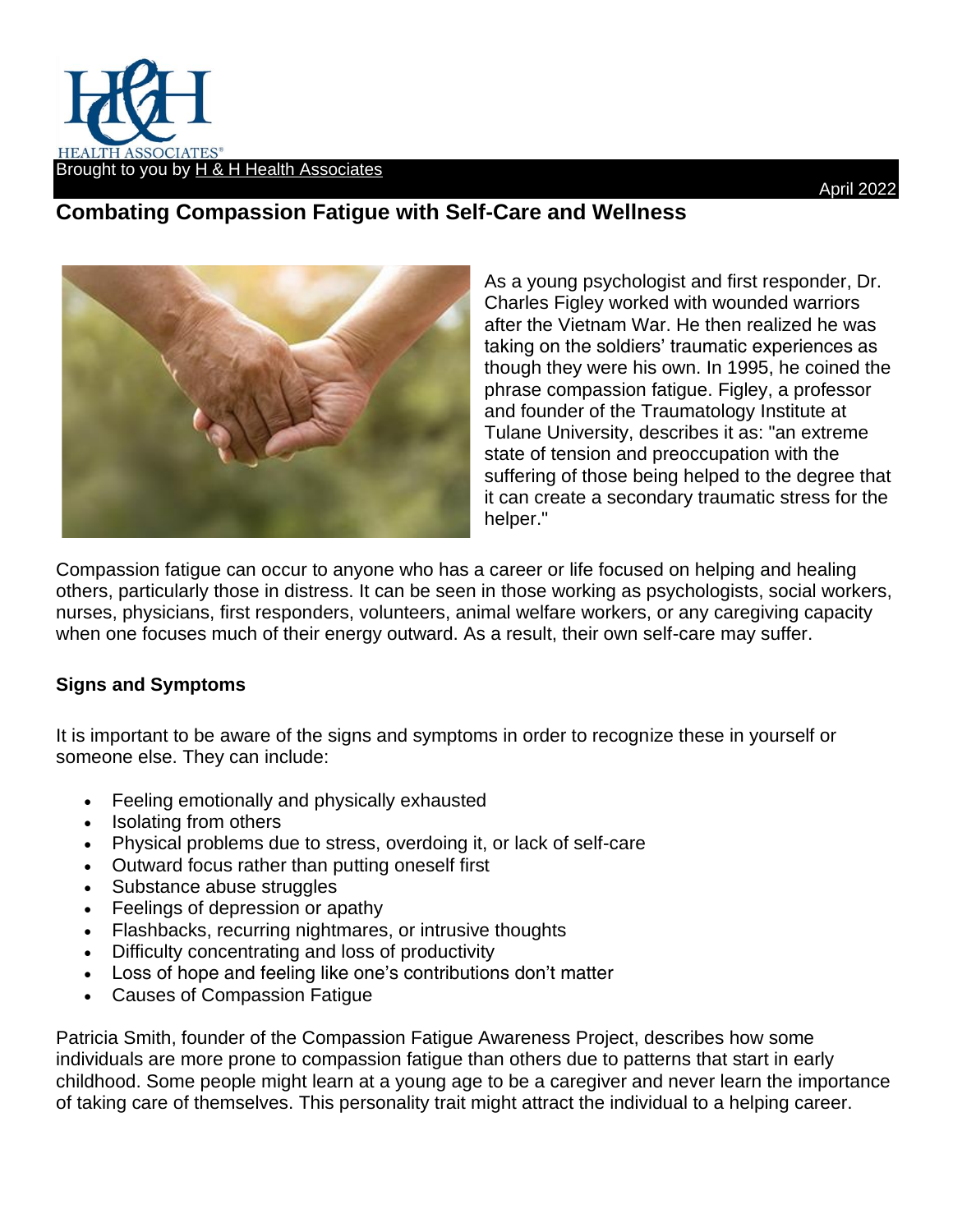HEALTH ASSOCIATES®

Brought to you by H & H Health Associates

April 2022

## Combating Compassion Fatigue with Self-Care and Wellness

As a young psychologist and first responder, Dr. Charles Figley worked with wounded warriors after the Vietnam War. He then realized he was taking on the soldiers' traumatic experiences as though they were his own. In 1995, he coined the phrase compassion fatigue. Figley, a professor and founder of the Traumatology Institute at Tulane University, describes it as: "an extreme state of tension and preoccupation with the suffering of those being helped to the degree that it can create a secondary traumatic stress for the helper."

Compassion fatigue can occur to anyone who has a career or life focused on helping and healing others, particularly those in distress. It can be seen in those working as psychologists, social workers, nurses, physicians, first responders, volunteers, animal welfare workers, or any caregiving capacity when one focuses much of their energy outward. As a result, their own self-care may suffer.

### Signs and Symptoms

It is important to be aware of the signs and symptoms in order to recognize these in yourself or someone else. They can include:

- Feeling emotionally and physically exhausted
- Isolating from others
- Physical problems due to stress, overdoing it, or lack of self-care
- Outward focus rather than putting oneself first
- Substance abuse struggles
- Feelings of depression or apathy
- Flashbacks, recurring nightmares, or intrusive thoughts
- Difficulty concentrating and loss of productivity
- Loss of hope and feeling like one's contributions don't matter
- Causes of Compassion Fatigue

Patricia Smith, founder of the Compassion Fatigue Awareness Project, describes how some individuals are more prone to compassion fatigue than others due to patterns that start in early childhood. Some people might learn at a young age to be a caregiver and never learn the importance of taking care of themselves. This personality trait might attract the individual to a helping career.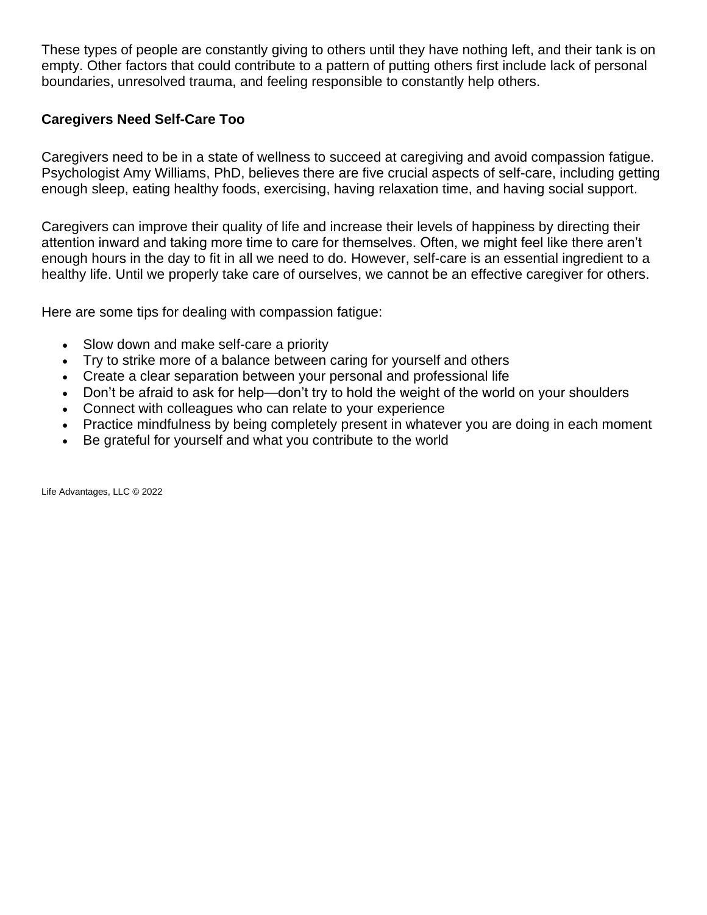These types of people are constantly giving to others until they have nothing left, and their tank is on empty. Other factors that could contribute to a pattern of putting others first include lack of personal boundaries, unresolved trauma, and feeling responsible to constantly help others.

**Caregivers Need Self-Care Too**

Caregivers need to be in a state of wellness to succeed at caregiving and avoid compassion fatigue. Psychologist Amy Williams, PhD, believes there are five crucial aspects of self-care, including getting enough sleep, eating healthy foods, exercising, having relaxation time, and having social support.

Caregivers can improve their quality of life and increase their levels of happiness by directing their attention inward and taking more time to care for themselves. Often, we might feel like there aren't enough hours in the day to fit in all we need to do. However, self-care is an essential ingredient to a healthy life. Until we properly take care of ourselves, we cannot be an effective caregiver for others.

Here are some tips for dealing with compassion fatigue:

- Slow down and make self-care a priority
- Try to strike more of a balance between caring for yourself and others
- Create a clear separation between your personal and professional life
- Don't be afraid to ask for help—don't try to hold the weight of the world on your shoulders
- Connect with colleagues who can relate to your experience
- Practice mindfulness by being completely present in whatever you are doing in each moment
- Be grateful for yourself and what you contribute to the world

Life Advantages, LLC © 2022